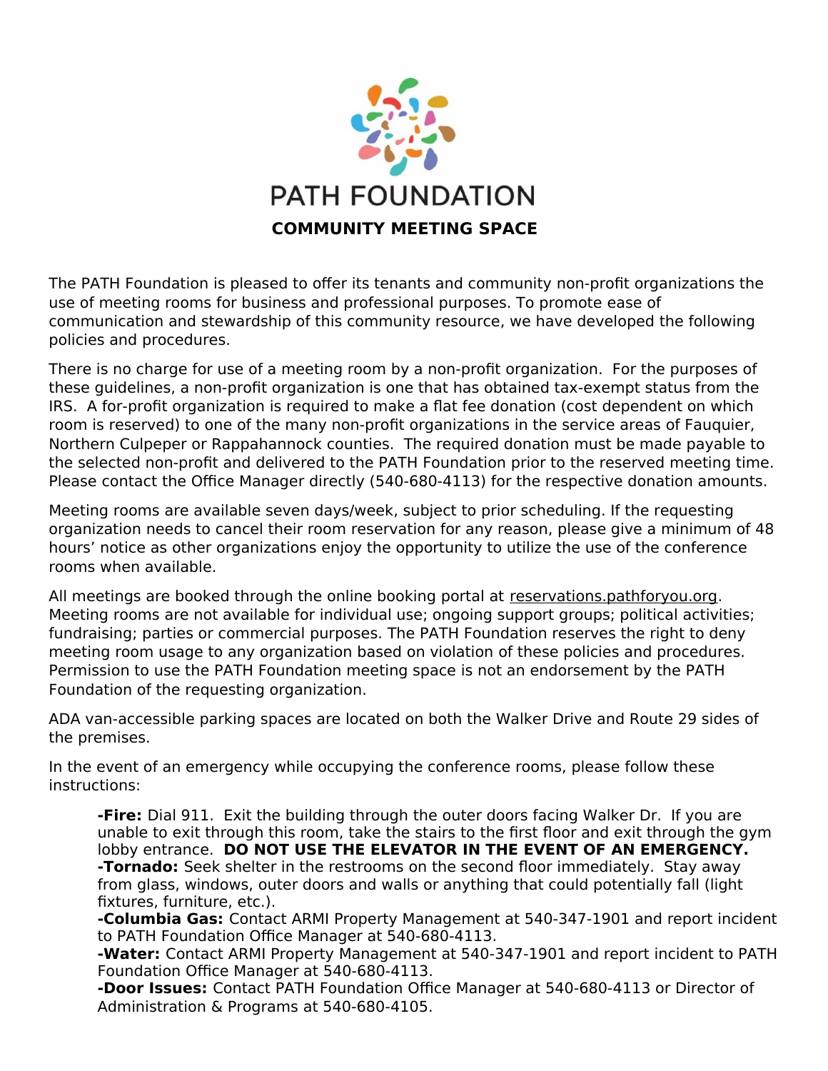# PATH FOUNDATION

## COMMUNITY MEETING SPACE

The PATH Foundation is pleased to offer its tenants and community non-profit organizations the use of meeting rooms for business and professional purposes. To promote ease of communication and stewardship of this community resource, we have developed the following policies and procedures.

There is no charge for use of a meeting room by a non-profit organization. For the purposes of these guidelines, a non-profit organization is one that has obtained tax-exempt status from the IRS. A for-profit organization is required to make a flat fee donation (cost dependent on which room is reserved) to one of the many non-profit organizations in the service areas of Fauquier, Northern Culpeper or Rappahannock counties. The required donation must be made payable to the selected non-profit and delivered to the PATH Foundation prior to the reserved meeting time. Please contact the Office Manager directly (540-680-4113) for the respective donation amounts.

Meeting rooms are available seven days/week, subject to prior scheduling. If the requesting organization needs to cancel their room reservation for any reason, please give a minimum of 48 hours' notice as other organizations enjoy the opportunity to utilize the use of the conference rooms when available.

All meetings are booked through the online booking portal at reservations.pathforyou.org. Meeting rooms are not available for individual use; ongoing support groups; political activities; fundraising; parties or commercial purposes. The PATH Foundation reserves the right to deny meeting room usage to any organization based on violation of these policies and procedures. Permission to use the PATH Foundation meeting space is not an endorsement by the PATH Foundation of the requesting organization.

ADA van-accessible parking spaces are located on both the Walker Drive and Route 29 sides of the premises.

In the event of an emergency while occupying the conference rooms, please follow these instructions:

**-Fire:** Dial 911. Exit the building through the outer doors facing Walker Dr. If you are unable to exit through this room, take the stairs to the first floor and exit through the gym lobby entrance. **DO NOT USE THE ELEVATOR IN THE EVENT OF AN EMERGENCY.**
**-Tornado:** Seek shelter in the restrooms on the second floor immediately. Stay away from glass, windows, outer doors and walls or anything that could potentially fall (light fixtures, furniture, etc.).
**-Columbia Gas:** Contact ARMI Property Management at 540-347-1901 and report incident to PATH Foundation Office Manager at 540-680-4113.
**-Water:** Contact ARMI Property Management at 540-347-1901 and report incident to PATH Foundation Office Manager at 540-680-4113.
**-Door Issues:** Contact PATH Foundation Office Manager at 540-680-4113 or Director of Administration & Programs at 540-680-4105.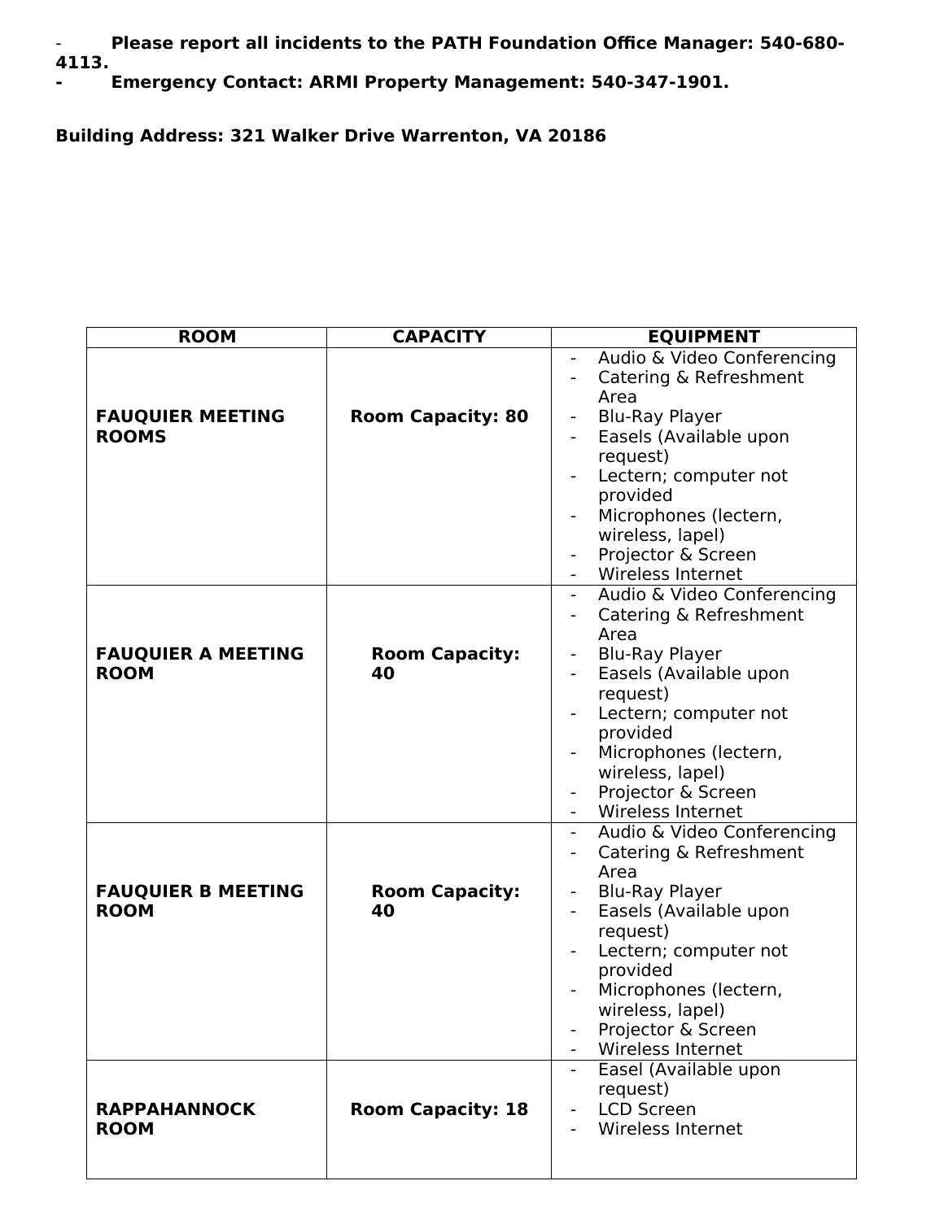- **Please report all incidents to the PATH Foundation Office Manager: 540-680-4113.**
- **Emergency Contact: ARMI Property Management: 540-347-1901.**

**Building Address: 321 Walker Drive Warrenton, VA 20186**

| ROOM | CAPACITY | EQUIPMENT |
|---|---|---|
| **FAUQUIER MEETING ROOMS** | **Room Capacity: 80** | - Audio & Video Conferencing<br>- Catering & Refreshment Area<br>- Blu-Ray Player<br>- Easels (Available upon request)<br>- Lectern; computer not provided<br>- Microphones (lectern, wireless, lapel)<br>- Projector & Screen<br>- Wireless Internet |
| **FAUQUIER A MEETING ROOM** | **Room Capacity: 40** | - Audio & Video Conferencing<br>- Catering & Refreshment Area<br>- Blu-Ray Player<br>- Easels (Available upon request)<br>- Lectern; computer not provided<br>- Microphones (lectern, wireless, lapel)<br>- Projector & Screen<br>- Wireless Internet |
| **FAUQUIER B MEETING ROOM** | **Room Capacity: 40** | - Audio & Video Conferencing<br>- Catering & Refreshment Area<br>- Blu-Ray Player<br>- Easels (Available upon request)<br>- Lectern; computer not provided<br>- Microphones (lectern, wireless, lapel)<br>- Projector & Screen<br>- Wireless Internet |
| **RAPPAHANNOCK ROOM** | **Room Capacity: 18** | - Easel (Available upon request)<br>- LCD Screen<br>- Wireless Internet |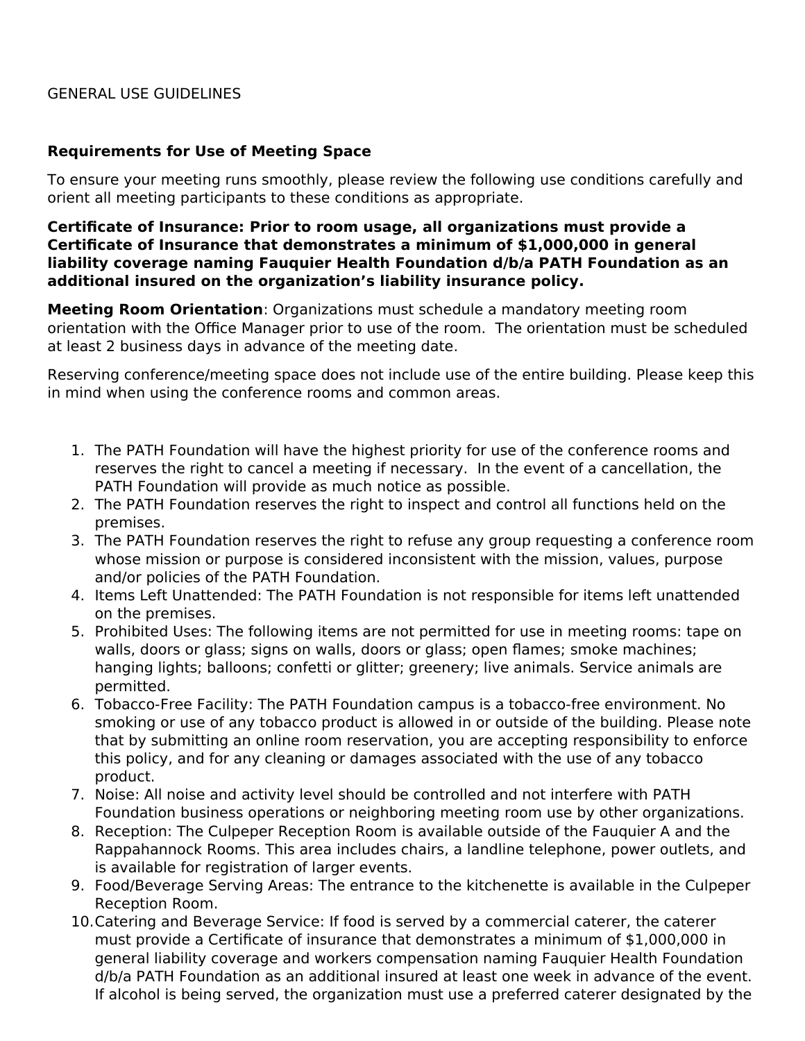GENERAL USE GUIDELINES

**Requirements for Use of Meeting Space**

To ensure your meeting runs smoothly, please review the following use conditions carefully and orient all meeting participants to these conditions as appropriate.

**Certificate of Insurance: Prior to room usage, all organizations must provide a Certificate of Insurance that demonstrates a minimum of $1,000,000 in general liability coverage naming Fauquier Health Foundation d/b/a PATH Foundation as an additional insured on the organization's liability insurance policy.**

**Meeting Room Orientation**: Organizations must schedule a mandatory meeting room orientation with the Office Manager prior to use of the room. The orientation must be scheduled at least 2 business days in advance of the meeting date.

Reserving conference/meeting space does not include use of the entire building. Please keep this in mind when using the conference rooms and common areas.

1. The PATH Foundation will have the highest priority for use of the conference rooms and reserves the right to cancel a meeting if necessary. In the event of a cancellation, the PATH Foundation will provide as much notice as possible.
2. The PATH Foundation reserves the right to inspect and control all functions held on the premises.
3. The PATH Foundation reserves the right to refuse any group requesting a conference room whose mission or purpose is considered inconsistent with the mission, values, purpose and/or policies of the PATH Foundation.
4. Items Left Unattended: The PATH Foundation is not responsible for items left unattended on the premises.
5. Prohibited Uses: The following items are not permitted for use in meeting rooms: tape on walls, doors or glass; signs on walls, doors or glass; open flames; smoke machines; hanging lights; balloons; confetti or glitter; greenery; live animals. Service animals are permitted.
6. Tobacco-Free Facility: The PATH Foundation campus is a tobacco-free environment. No smoking or use of any tobacco product is allowed in or outside of the building. Please note that by submitting an online room reservation, you are accepting responsibility to enforce this policy, and for any cleaning or damages associated with the use of any tobacco product.
7. Noise: All noise and activity level should be controlled and not interfere with PATH Foundation business operations or neighboring meeting room use by other organizations.
8. Reception: The Culpeper Reception Room is available outside of the Fauquier A and the Rappahannock Rooms. This area includes chairs, a landline telephone, power outlets, and is available for registration of larger events.
9. Food/Beverage Serving Areas: The entrance to the kitchenette is available in the Culpeper Reception Room.
10. Catering and Beverage Service: If food is served by a commercial caterer, the caterer must provide a Certificate of insurance that demonstrates a minimum of $1,000,000 in general liability coverage and workers compensation naming Fauquier Health Foundation d/b/a PATH Foundation as an additional insured at least one week in advance of the event. If alcohol is being served, the organization must use a preferred caterer designated by the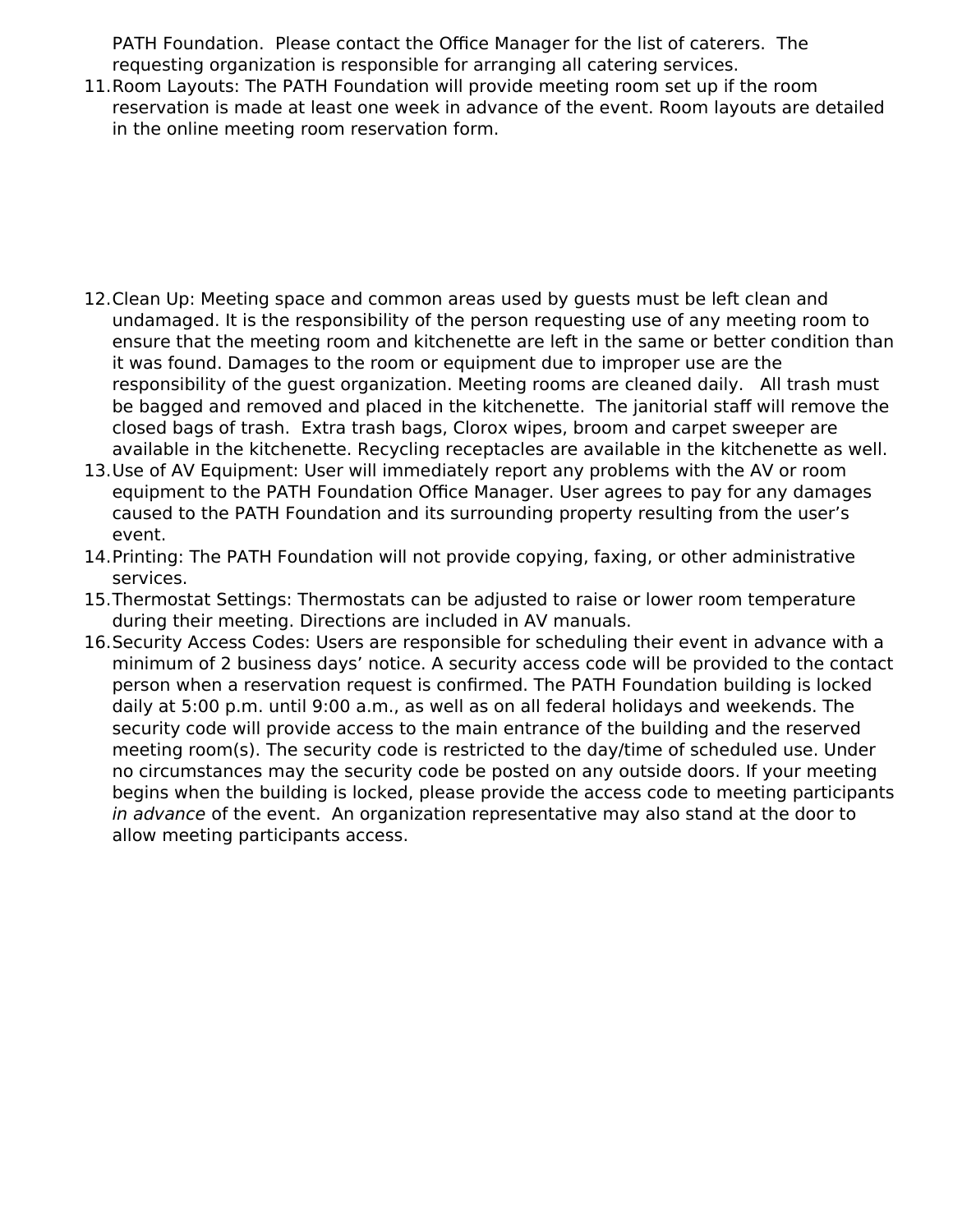PATH Foundation.  Please contact the Office Manager for the list of caterers.  The requesting organization is responsible for arranging all catering services.

11. Room Layouts: The PATH Foundation will provide meeting room set up if the room reservation is made at least one week in advance of the event. Room layouts are detailed in the online meeting room reservation form.
12. Clean Up: Meeting space and common areas used by guests must be left clean and undamaged. It is the responsibility of the person requesting use of any meeting room to ensure that the meeting room and kitchenette are left in the same or better condition than it was found. Damages to the room or equipment due to improper use are the responsibility of the guest organization. Meeting rooms are cleaned daily.   All trash must be bagged and removed and placed in the kitchenette.  The janitorial staff will remove the closed bags of trash.  Extra trash bags, Clorox wipes, broom and carpet sweeper are available in the kitchenette. Recycling receptacles are available in the kitchenette as well.
13. Use of AV Equipment: User will immediately report any problems with the AV or room equipment to the PATH Foundation Office Manager. User agrees to pay for any damages caused to the PATH Foundation and its surrounding property resulting from the user's event.
14. Printing: The PATH Foundation will not provide copying, faxing, or other administrative services.
15. Thermostat Settings: Thermostats can be adjusted to raise or lower room temperature during their meeting. Directions are included in AV manuals.
16. Security Access Codes: Users are responsible for scheduling their event in advance with a minimum of 2 business days' notice. A security access code will be provided to the contact person when a reservation request is confirmed. The PATH Foundation building is locked daily at 5:00 p.m. until 9:00 a.m., as well as on all federal holidays and weekends. The security code will provide access to the main entrance of the building and the reserved meeting room(s). The security code is restricted to the day/time of scheduled use. Under no circumstances may the security code be posted on any outside doors. If your meeting begins when the building is locked, please provide the access code to meeting participants *in advance* of the event.  An organization representative may also stand at the door to allow meeting participants access.